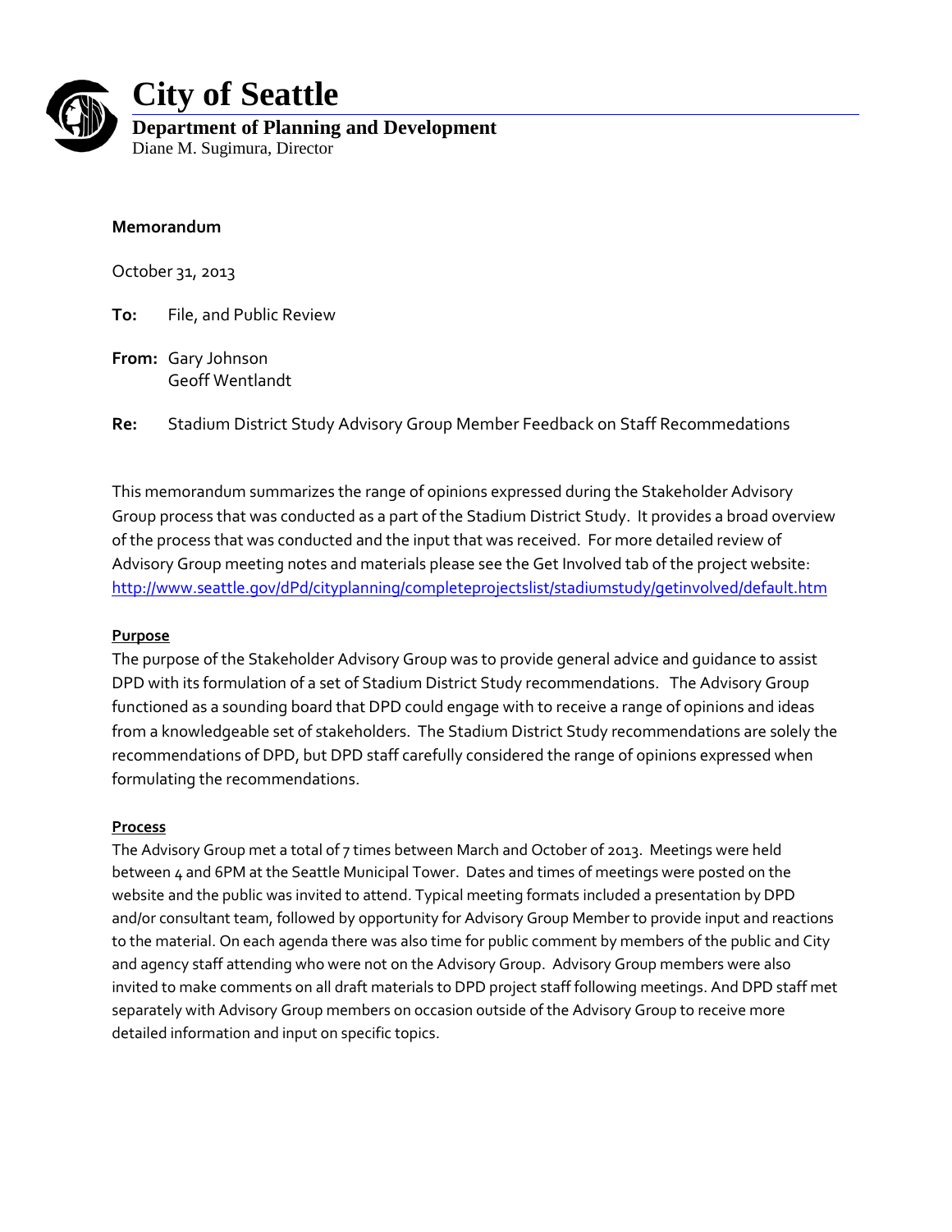# City of Seattle

**Department of Planning and Development**
Diane M. Sugimura, Director

**Memorandum**

October 31, 2013

**To:** File, and Public Review

**From:** Gary Johnson
Geoff Wentlandt

**Re:** Stadium District Study Advisory Group Member Feedback on Staff Recommedations

This memorandum summarizes the range of opinions expressed during the Stakeholder Advisory Group process that was conducted as a part of the Stadium District Study. It provides a broad overview of the process that was conducted and the input that was received. For more detailed review of Advisory Group meeting notes and materials please see the Get Involved tab of the project website: [http://www.seattle.gov/dPd/cityplanning/completeprojectslist/stadiumstudy/getinvolved/default.htm](http://www.seattle.gov/dPd/cityplanning/completeprojectslist/stadiumstudy/getinvolved/default.htm)

**Purpose**

The purpose of the Stakeholder Advisory Group was to provide general advice and guidance to assist DPD with its formulation of a set of Stadium District Study recommendations. The Advisory Group functioned as a sounding board that DPD could engage with to receive a range of opinions and ideas from a knowledgeable set of stakeholders. The Stadium District Study recommendations are solely the recommendations of DPD, but DPD staff carefully considered the range of opinions expressed when formulating the recommendations.

**Process**

The Advisory Group met a total of 7 times between March and October of 2013. Meetings were held between 4 and 6PM at the Seattle Municipal Tower. Dates and times of meetings were posted on the website and the public was invited to attend. Typical meeting formats included a presentation by DPD and/or consultant team, followed by opportunity for Advisory Group Member to provide input and reactions to the material. On each agenda there was also time for public comment by members of the public and City and agency staff attending who were not on the Advisory Group. Advisory Group members were also invited to make comments on all draft materials to DPD project staff following meetings. And DPD staff met separately with Advisory Group members on occasion outside of the Advisory Group to receive more detailed information and input on specific topics.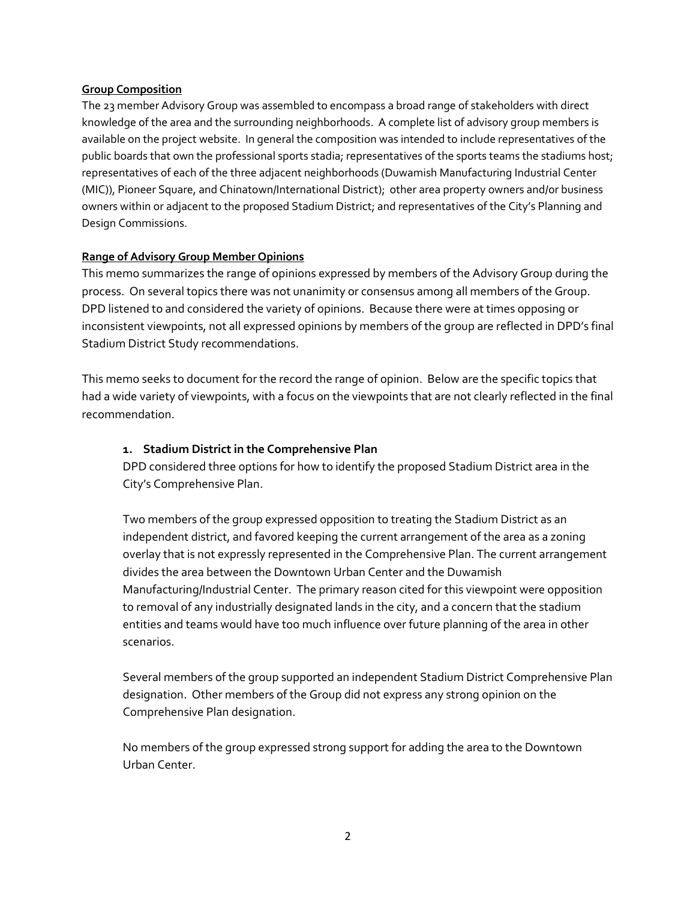**Group Composition**

The 23 member Advisory Group was assembled to encompass a broad range of stakeholders with direct knowledge of the area and the surrounding neighborhoods. A complete list of advisory group members is available on the project website. In general the composition was intended to include representatives of the public boards that own the professional sports stadia; representatives of the sports teams the stadiums host; representatives of each of the three adjacent neighborhoods (Duwamish Manufacturing Industrial Center (MIC)), Pioneer Square, and Chinatown/International District); other area property owners and/or business owners within or adjacent to the proposed Stadium District; and representatives of the City's Planning and Design Commissions.

**Range of Advisory Group Member Opinions**

This memo summarizes the range of opinions expressed by members of the Advisory Group during the process. On several topics there was not unanimity or consensus among all members of the Group. DPD listened to and considered the variety of opinions. Because there were at times opposing or inconsistent viewpoints, not all expressed opinions by members of the group are reflected in DPD's final Stadium District Study recommendations.

This memo seeks to document for the record the range of opinion. Below are the specific topics that had a wide variety of viewpoints, with a focus on the viewpoints that are not clearly reflected in the final recommendation.

1. **Stadium District in the Comprehensive Plan**

   DPD considered three options for how to identify the proposed Stadium District area in the City's Comprehensive Plan.

   Two members of the group expressed opposition to treating the Stadium District as an independent district, and favored keeping the current arrangement of the area as a zoning overlay that is not expressly represented in the Comprehensive Plan. The current arrangement divides the area between the Downtown Urban Center and the Duwamish Manufacturing/Industrial Center. The primary reason cited for this viewpoint were opposition to removal of any industrially designated lands in the city, and a concern that the stadium entities and teams would have too much influence over future planning of the area in other scenarios.

   Several members of the group supported an independent Stadium District Comprehensive Plan designation. Other members of the Group did not express any strong opinion on the Comprehensive Plan designation.

   No members of the group expressed strong support for adding the area to the Downtown Urban Center.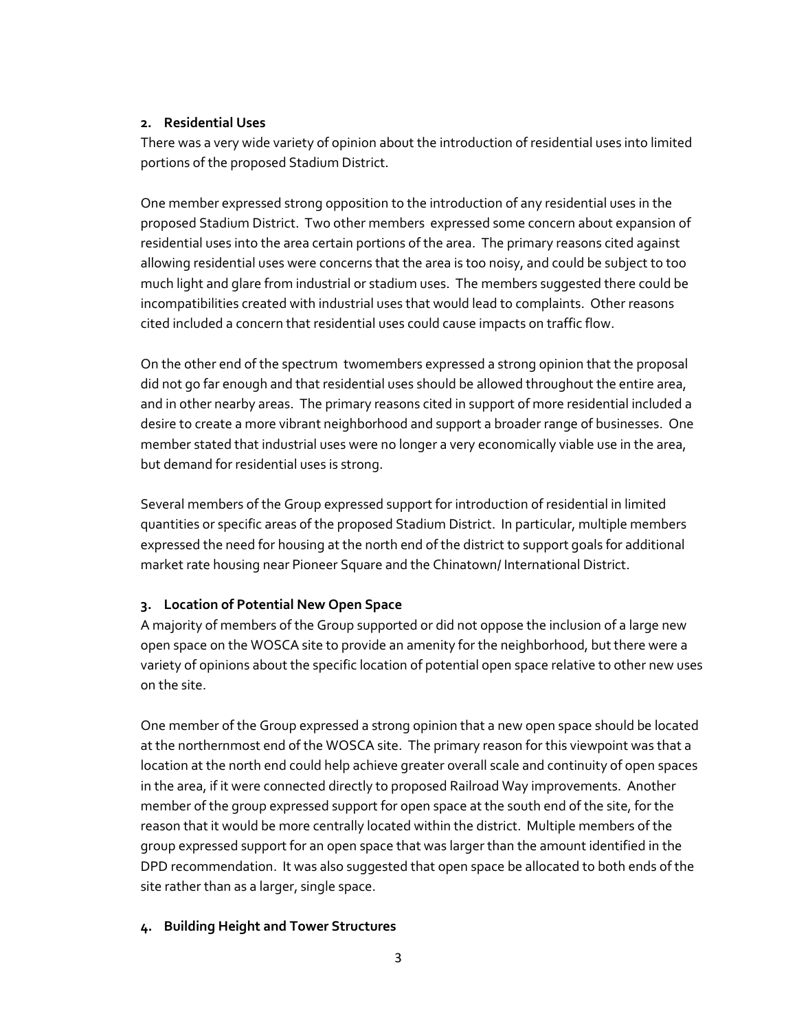**2. Residential Uses**

There was a very wide variety of opinion about the introduction of residential uses into limited portions of the proposed Stadium District.

One member expressed strong opposition to the introduction of any residential uses in the proposed Stadium District. Two other members expressed some concern about expansion of residential uses into the area certain portions of the area. The primary reasons cited against allowing residential uses were concerns that the area is too noisy, and could be subject to too much light and glare from industrial or stadium uses. The members suggested there could be incompatibilities created with industrial uses that would lead to complaints. Other reasons cited included a concern that residential uses could cause impacts on traffic flow.

On the other end of the spectrum twomembers expressed a strong opinion that the proposal did not go far enough and that residential uses should be allowed throughout the entire area, and in other nearby areas. The primary reasons cited in support of more residential included a desire to create a more vibrant neighborhood and support a broader range of businesses. One member stated that industrial uses were no longer a very economically viable use in the area, but demand for residential uses is strong.

Several members of the Group expressed support for introduction of residential in limited quantities or specific areas of the proposed Stadium District. In particular, multiple members expressed the need for housing at the north end of the district to support goals for additional market rate housing near Pioneer Square and the Chinatown/ International District.

**3. Location of Potential New Open Space**

A majority of members of the Group supported or did not oppose the inclusion of a large new open space on the WOSCA site to provide an amenity for the neighborhood, but there were a variety of opinions about the specific location of potential open space relative to other new uses on the site.

One member of the Group expressed a strong opinion that a new open space should be located at the northernmost end of the WOSCA site. The primary reason for this viewpoint was that a location at the north end could help achieve greater overall scale and continuity of open spaces in the area, if it were connected directly to proposed Railroad Way improvements. Another member of the group expressed support for open space at the south end of the site, for the reason that it would be more centrally located within the district. Multiple members of the group expressed support for an open space that was larger than the amount identified in the DPD recommendation. It was also suggested that open space be allocated to both ends of the site rather than as a larger, single space.

**4. Building Height and Tower Structures**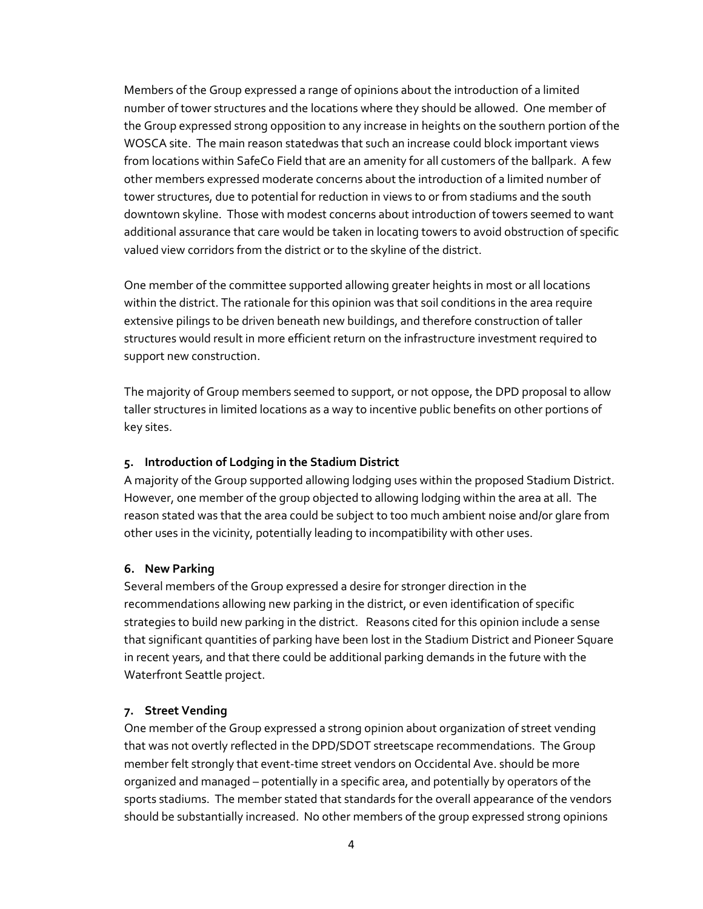Members of the Group expressed a range of opinions about the introduction of a limited number of tower structures and the locations where they should be allowed. One member of the Group expressed strong opposition to any increase in heights on the southern portion of the WOSCA site. The main reason statedwas that such an increase could block important views from locations within SafeCo Field that are an amenity for all customers of the ballpark. A few other members expressed moderate concerns about the introduction of a limited number of tower structures, due to potential for reduction in views to or from stadiums and the south downtown skyline. Those with modest concerns about introduction of towers seemed to want additional assurance that care would be taken in locating towers to avoid obstruction of specific valued view corridors from the district or to the skyline of the district.

One member of the committee supported allowing greater heights in most or all locations within the district. The rationale for this opinion was that soil conditions in the area require extensive pilings to be driven beneath new buildings, and therefore construction of taller structures would result in more efficient return on the infrastructure investment required to support new construction.

The majority of Group members seemed to support, or not oppose, the DPD proposal to allow taller structures in limited locations as a way to incentive public benefits on other portions of key sites.

#### 5. Introduction of Lodging in the Stadium District

A majority of the Group supported allowing lodging uses within the proposed Stadium District. However, one member of the group objected to allowing lodging within the area at all. The reason stated was that the area could be subject to too much ambient noise and/or glare from other uses in the vicinity, potentially leading to incompatibility with other uses.

#### 6. New Parking

Several members of the Group expressed a desire for stronger direction in the recommendations allowing new parking in the district, or even identification of specific strategies to build new parking in the district. Reasons cited for this opinion include a sense that significant quantities of parking have been lost in the Stadium District and Pioneer Square in recent years, and that there could be additional parking demands in the future with the Waterfront Seattle project.

#### 7. Street Vending

One member of the Group expressed a strong opinion about organization of street vending that was not overtly reflected in the DPD/SDOT streetscape recommendations. The Group member felt strongly that event-time street vendors on Occidental Ave. should be more organized and managed – potentially in a specific area, and potentially by operators of the sports stadiums. The member stated that standards for the overall appearance of the vendors should be substantially increased. No other members of the group expressed strong opinions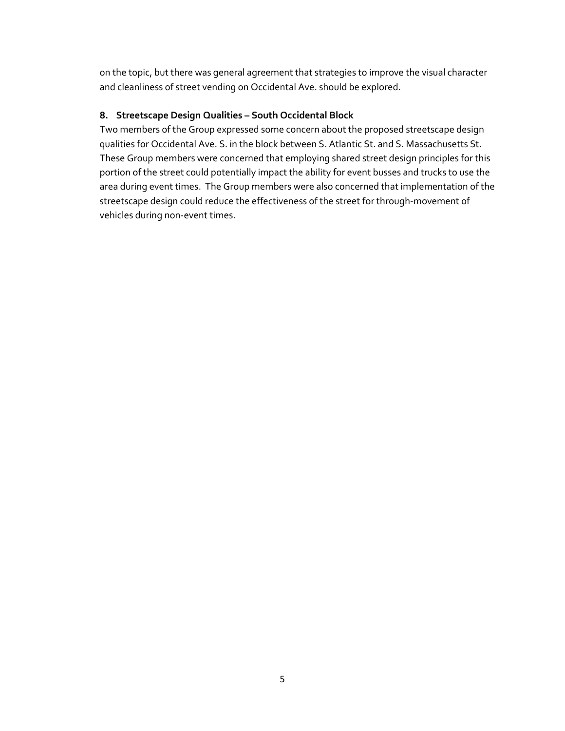on the topic, but there was general agreement that strategies to improve the visual character and cleanliness of street vending on Occidental Ave. should be explored.

**8. Streetscape Design Qualities – South Occidental Block**

Two members of the Group expressed some concern about the proposed streetscape design qualities for Occidental Ave. S. in the block between S. Atlantic St. and S. Massachusetts St. These Group members were concerned that employing shared street design principles for this portion of the street could potentially impact the ability for event busses and trucks to use the area during event times. The Group members were also concerned that implementation of the streetscape design could reduce the effectiveness of the street for through-movement of vehicles during non-event times.